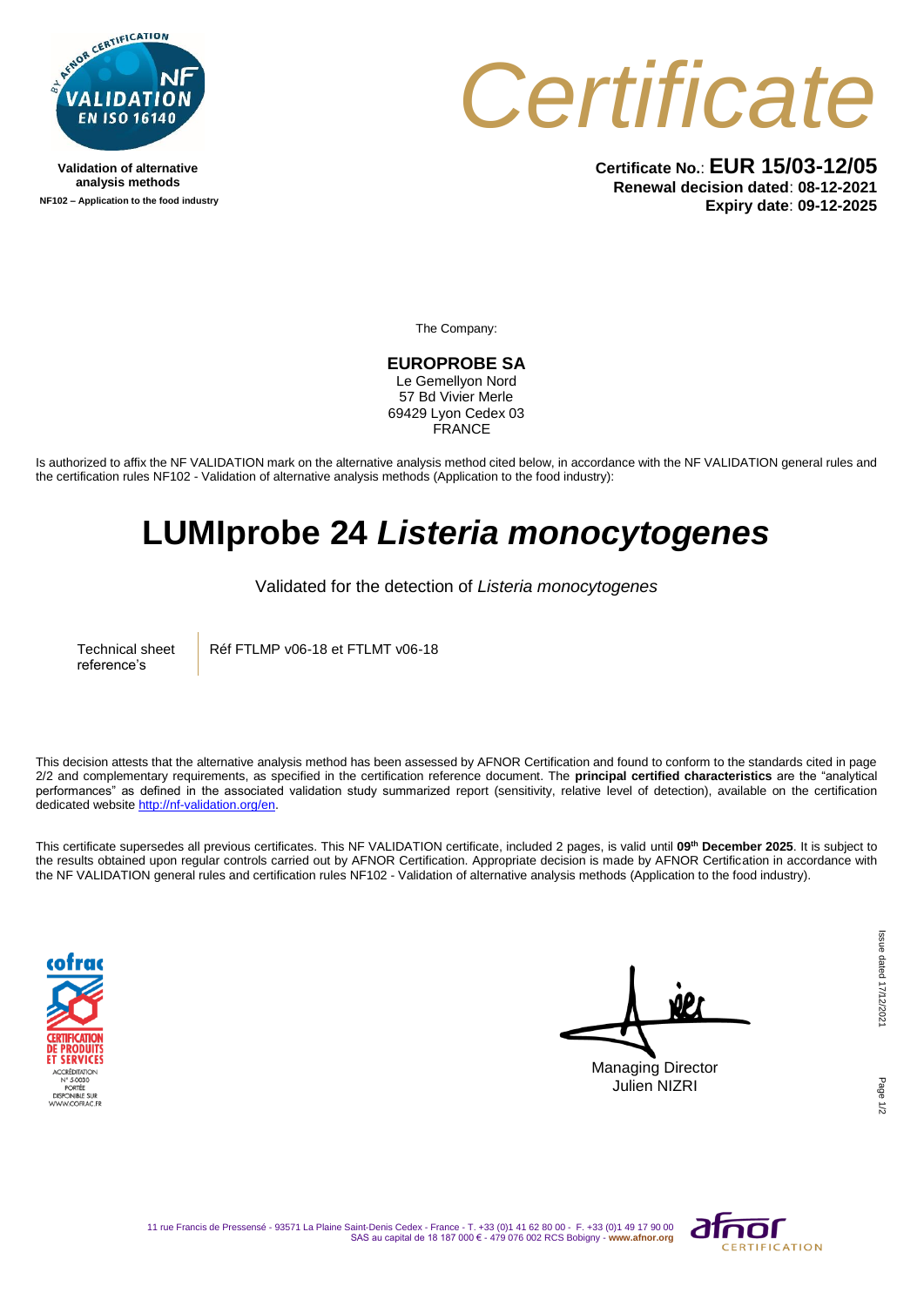Validation of alternative analysis methods

NF102 – Application to the food industry

# Certificate

**Certificate No.**: **EUR 15/03-12/05**
**Renewal decision dated**: **08-12-2021**
**Expiry date**: **09-12-2025**

The Company:

**EUROPROBE SA**
Le Gemellyon Nord
57 Bd Vivier Merle
69429 Lyon Cedex 03
FRANCE

Is authorized to affix the NF VALIDATION mark on the alternative analysis method cited below, in accordance with the NF VALIDATION general rules and the certification rules NF102 - Validation of alternative analysis methods (Application to the food industry):

# LUMIprobe 24 *Listeria monocytogenes*

Validated for the detection of *Listeria monocytogenes*

| Technical sheet reference's | Réf FTLMP v06-18 et FTLMT v06-18 |
|---|---|

This decision attests that the alternative analysis method has been assessed by AFNOR Certification and found to conform to the standards cited in page 2/2 and complementary requirements, as specified in the certification reference document. The **principal certified characteristics** are the "analytical performances" as defined in the associated validation study summarized report (sensitivity, relative level of detection), available on the certification dedicated website http://nf-validation.org/en.

This certificate supersedes all previous certificates. This NF VALIDATION certificate, included 2 pages, is valid until **09th December 2025**. It is subject to the results obtained upon regular controls carried out by AFNOR Certification. Appropriate decision is made by AFNOR Certification in accordance with the NF VALIDATION general rules and certification rules NF102 - Validation of alternative analysis methods (Application to the food industry).

cofrac CERTIFICATION DE PRODUITS ET SERVICES – ACCRÉDITATION N° 5-0030 – PORTÉE DISPONIBLE SUR WWW.COFRAC.FR

Managing Director
Julien NIZRI

Issue dated 17/12/2021

11 rue Francis de Pressensé - 93571 La Plaine Saint-Denis Cedex - France - T. +33 (0)1 41 62 80 00 - F. +33 (0)1 49 17 90 00
SAS au capital de 18 187 000 € - 479 076 002 RCS Bobigny - www.afnor.org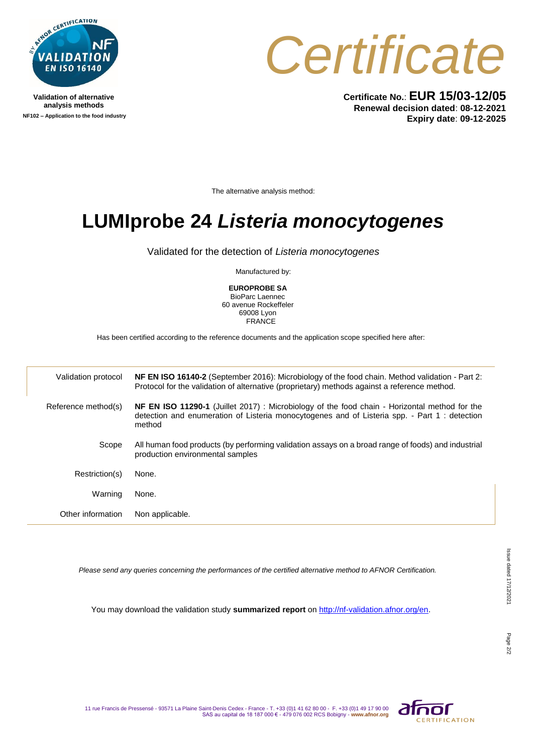Validation of alternative analysis methods

NF102 – Application to the food industry

# Certificate

**Certificate No.**: **EUR 15/03-12/05**
**Renewal decision dated**: **08-12-2021**
**Expiry date**: **09-12-2025**

The alternative analysis method:

# LUMIprobe 24 *Listeria monocytogenes*

Validated for the detection of *Listeria monocytogenes*

Manufactured by:

**EUROPROBE SA**
BioParc Laennec
60 avenue Rockeffeler
69008 Lyon
FRANCE

Has been certified according to the reference documents and the application scope specified here after:

| | |
|---|---|
| Validation protocol | **NF EN ISO 16140-2** (September 2016): Microbiology of the food chain. Method validation - Part 2: Protocol for the validation of alternative (proprietary) methods against a reference method. |
| Reference method(s) | **NF EN ISO 11290-1** (Juillet 2017) : Microbiology of the food chain - Horizontal method for the detection and enumeration of Listeria monocytogenes and of Listeria spp. - Part 1 : detection method |
| Scope | All human food products (by performing validation assays on a broad range of foods) and industrial production environmental samples |
| Restriction(s) | None. |
| Warning | None. |
| Other information | Non applicable. |

*Please send any queries concerning the performances of the certified alternative method to AFNOR Certification.*

You may download the validation study **summarized report** on http://nf-validation.afnor.org/en.

Issue dated 17/12/2021

11 rue Francis de Pressensé - 93571 La Plaine Saint-Denis Cedex - France - T. +33 (0)1 41 62 80 00 - F. +33 (0)1 49 17 90 00
SAS au capital de 18 187 000 € - 479 076 002 RCS Bobigny - **www.afnor.org**